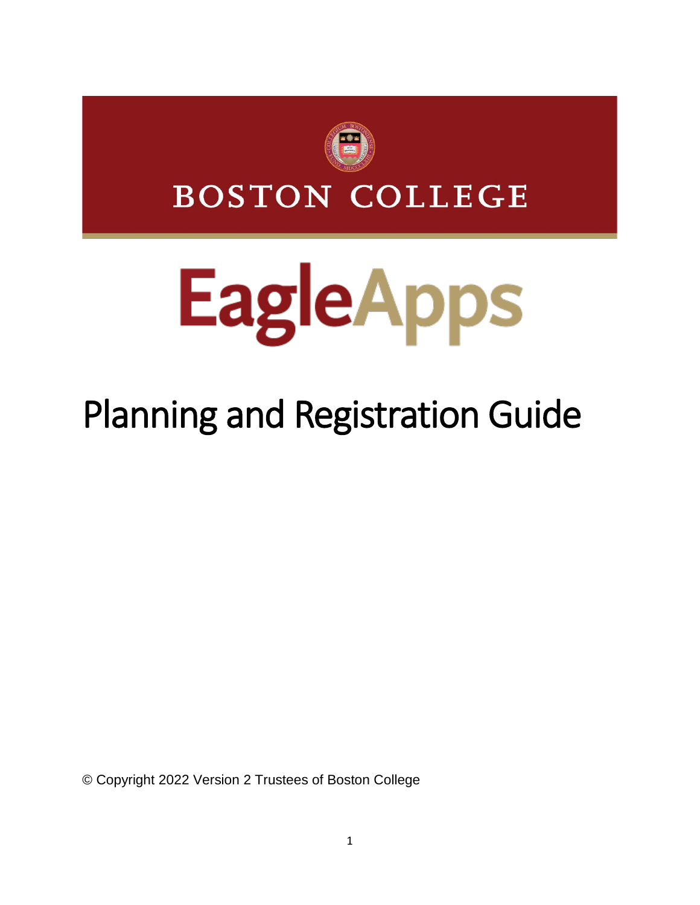# BOSTON COLLEGE

# EagleApps

# Planning and Registration Guide

© Copyright 2022 Version 2 Trustees of Boston College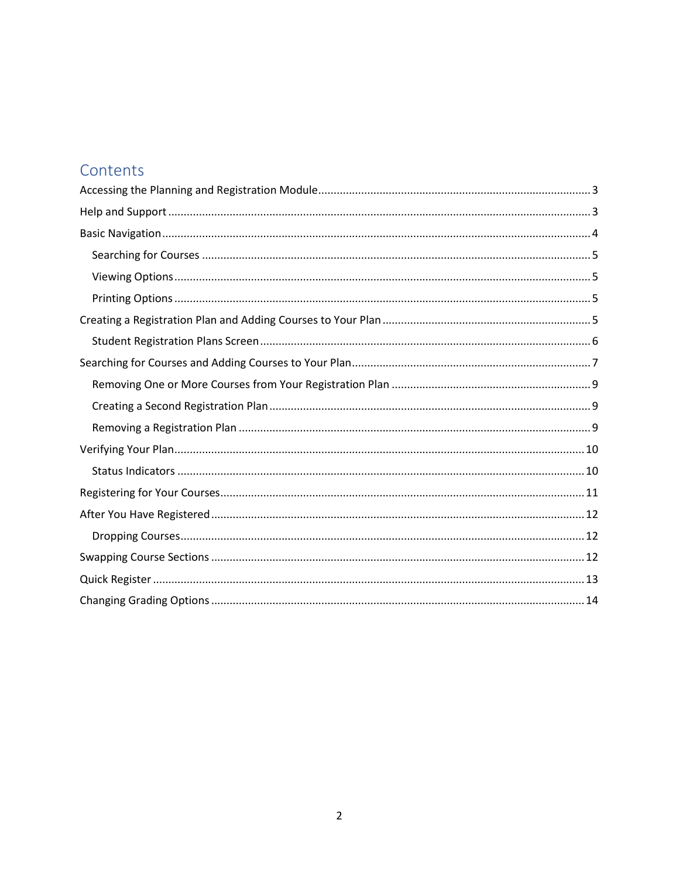# Contents

- Accessing the Planning and Registration Module ........ 3
- Help and Support ........ 3
- Basic Navigation ........ 4
  - Searching for Courses ........ 5
  - Viewing Options ........ 5
  - Printing Options ........ 5
- Creating a Registration Plan and Adding Courses to Your Plan ........ 5
  - Student Registration Plans Screen ........ 6
- Searching for Courses and Adding Courses to Your Plan ........ 7
  - Removing One or More Courses from Your Registration Plan ........ 9
  - Creating a Second Registration Plan ........ 9
  - Removing a Registration Plan ........ 9
- Verifying Your Plan ........ 10
  - Status Indicators ........ 10
- Registering for Your Courses ........ 11
- After You Have Registered ........ 12
  - Dropping Courses ........ 12
- Swapping Course Sections ........ 12
- Quick Register ........ 13
- Changing Grading Options ........ 14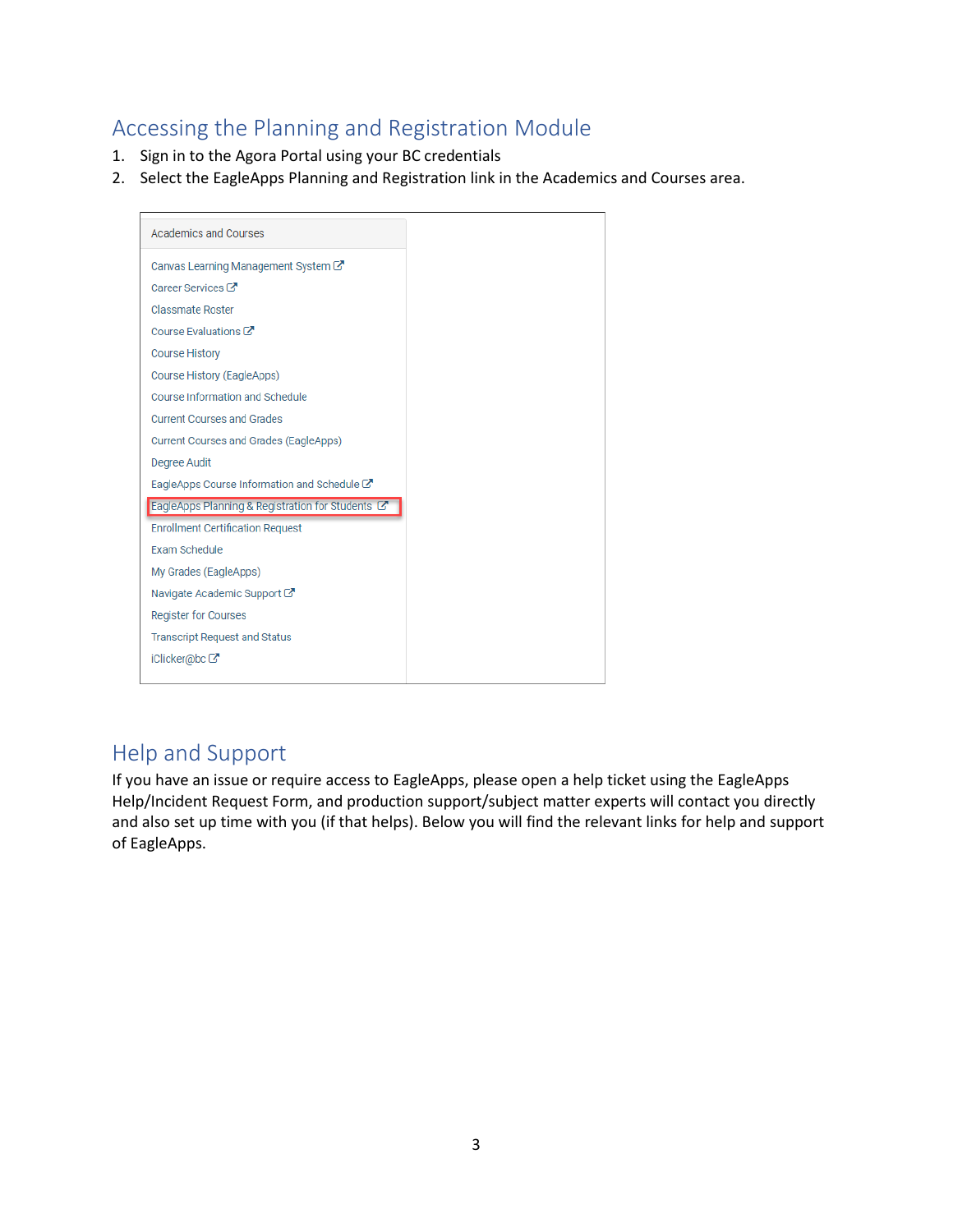## Accessing the Planning and Registration Module

1. Sign in to the Agora Portal using your BC credentials
2. Select the EaglePlanning and Registration link in the Academics and Courses area.

Academics and Courses

- Canvas Learning Management System
- Career Services
- Classmate Roster
- Course Evaluations
- Course History
- Course History (EagleApps)
- Course Information and Schedule
- Current Courses and Grades
- Current Courses and Grades (EagleApps)
- Degree Audit
- EagleApps Course Information and Schedule
- **EagleApps Planning & Registration for Students**
- Enrollment Certification Request
- Exam Schedule
- My Grades (EagleApps)
- Navigate Academic Support
- Register for Courses
- Transcript Request and Status
- iClicker@bc

## Help and Support

If you have an issue or require access to EagleApps, please open a help ticket using the EagleApps Help/Incident Request Form, and production support/subject matter experts will contact you directly and also set up time with you (if that helps). Below you will find the relevant links for help and support of EagleApps.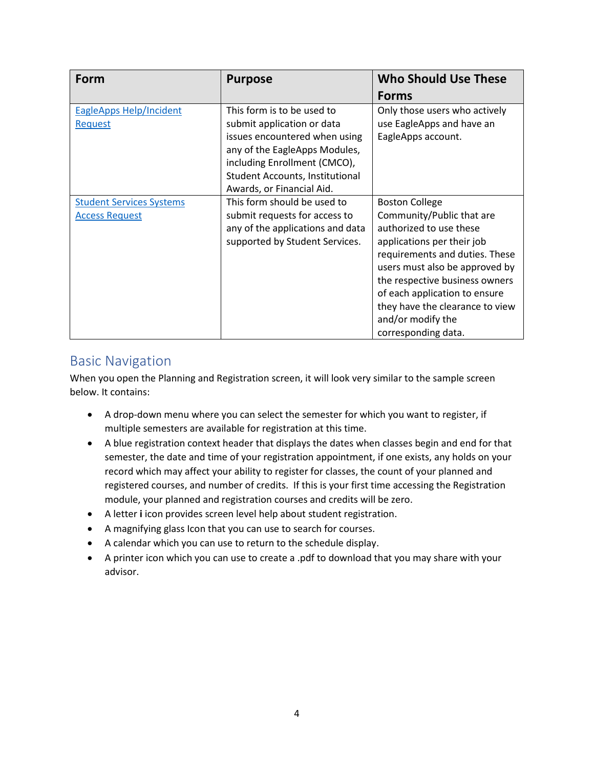| Form | Purpose | Who Should Use These Forms |
| --- | --- | --- |
| EagleApps Help/Incident Request | This form is to be used to submit application or data issues encountered when using any of the EagleApps Modules, including Enrollment (CMCO), Student Accounts, Institutional Awards, or Financial Aid. | Only those users who actively use EagleApps and have an EagleApps account. |
| Student Services Systems Access Request | This form should be used to submit requests for access to any of the applications and data supported by Student Services. | Boston College Community/Public that are authorized to use these applications per their job requirements and duties. These users must also be approved by the respective business owners of each application to ensure they have the clearance to view and/or modify the corresponding data. |

## Basic Navigation

When you open the Planning and Registration screen, it will look very similar to the sample screen below. It contains:

- A drop-down menu where you can select the semester for which you want to register, if multiple semesters are available for registration at this time.
- A blue registration context header that displays the dates when classes begin and end for that semester, the date and time of your registration appointment, if one exists, any holds on your record which may affect your ability to register for classes, the count of your planned and registered courses, and number of credits. If this is your first time accessing the Registration module, your planned and registration courses and credits will be zero.
- A letter **i** icon provides screen level help about student registration.
- A magnifying glass Icon that you can use to search for courses.
- A calendar which you can use to return to the schedule display.
- A printer icon which you can use to create a .pdf to download that you may share with your advisor.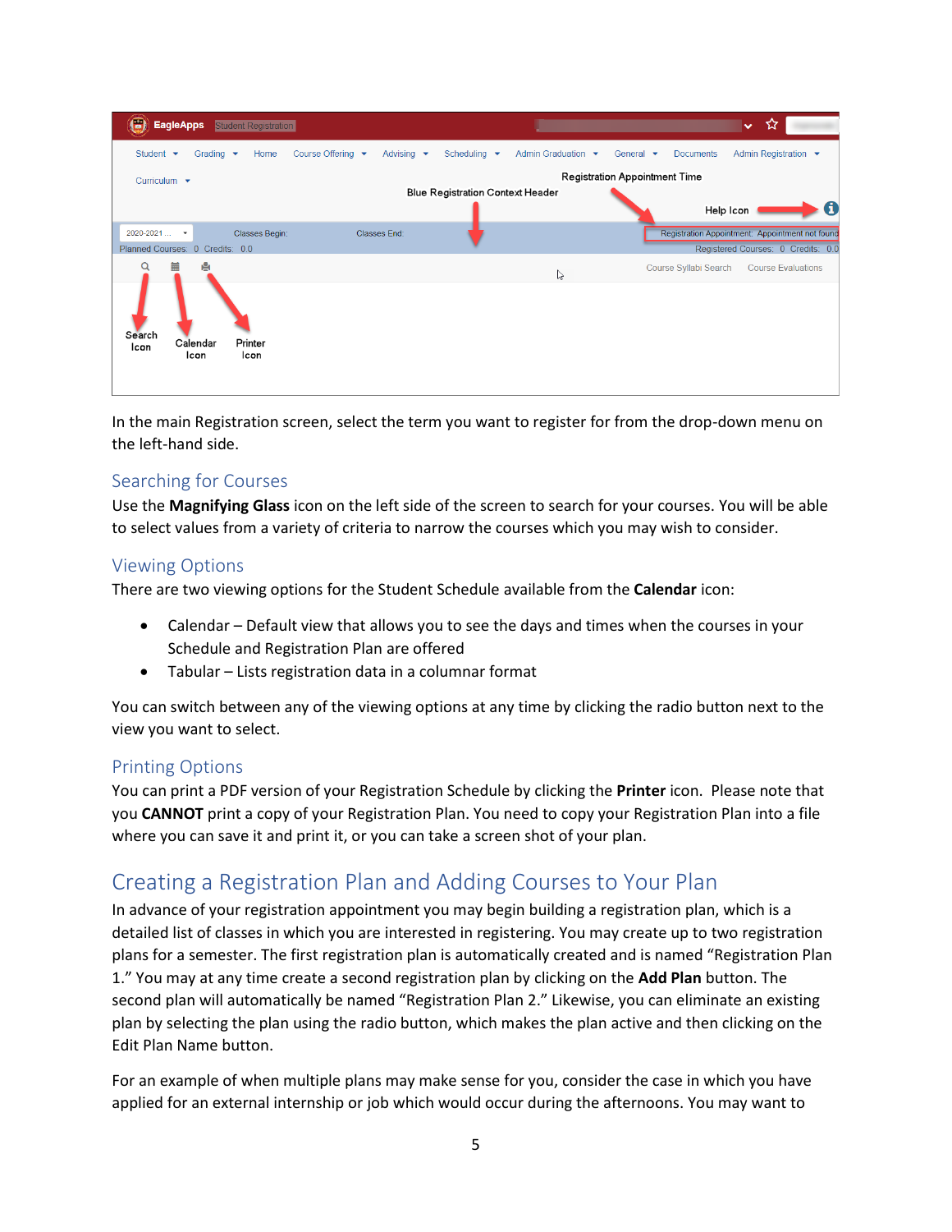In the main Registration screen, select the term you want to register for from the drop-down menu on the left-hand side.

## Searching for Courses

Use the **Magnifying Glass** icon on the left side of the screen to search for your courses. You will be able to select values from a variety of criteria to narrow the courses which you may wish to consider.

## Viewing Options

There are two viewing options for the Student Schedule available from the **Calendar** icon:

- Calendar – Default view that allows you to see the days and times when the courses in your Schedule and Registration Plan are offered
- Tabular – Lists registration data in a columnar format

You can switch between any of the viewing options at any time by clicking the radio button next to the view you want to select.

## Printing Options

You can print a PDF version of your Registration Schedule by clicking the **Printer** icon. Please note that you **CANNOT** print a copy of your Registration Plan. You need to copy your Registration Plan into a file where you can save it and print it, or you can take a screen shot of your plan.

# Creating a Registration Plan and Adding Courses to Your Plan

In advance of your registration appointment you may begin building a registration plan, which is a detailed list of classes in which you are interested in registering. You may create up to two registration plans for a semester. The first registration plan is automatically created and is named "Registration Plan 1." You may at any time create a second registration plan by clicking on the **Add Plan** button. The second plan will automatically be named "Registration Plan 2." Likewise, you can eliminate an existing plan by selecting the plan using the radio button, which makes the plan active and then clicking on the Edit Plan Name button.

For an example of when multiple plans may make sense for you, consider the case in which you have applied for an external internship or job which would occur during the afternoons. You may want to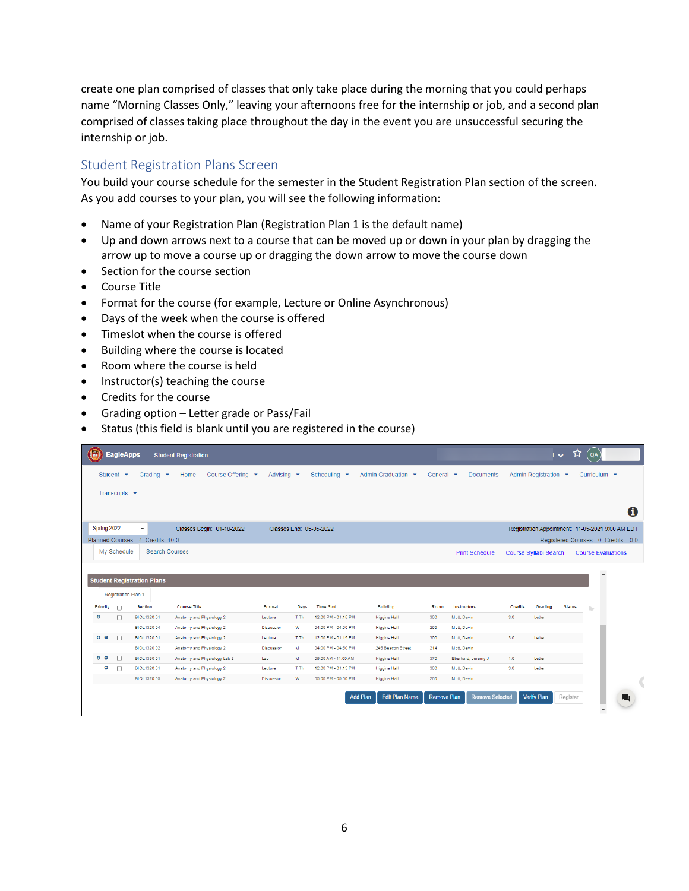create one plan comprised of classes that only take place during the morning that you could perhaps name "Morning Classes Only," leaving your afternoons free for the internship or job, and a second plan comprised of classes taking place throughout the day in the event you are unsuccessful securing the internship or job.

## Student Registration Plans Screen

You build your course schedule for the semester in the Student Registration Plan section of the screen. As you add courses to your plan, you will see the following information:

- Name of your Registration Plan (Registration Plan 1 is the default name)
- Up and down arrows next to a course that can be moved up or down in your plan by dragging the arrow up to move a course up or dragging the down arrow to move the course down
- Section for the course section
- Course Title
- Format for the course (for example, Lecture or Online Asynchronous)
- Days of the week when the course is offered
- Timeslot when the course is offered
- Building where the course is located
- Room where the course is held
- Instructor(s) teaching the course
- Credits for the course
- Grading option – Letter grade or Pass/Fail
- Status (this field is blank until you are registered in the course)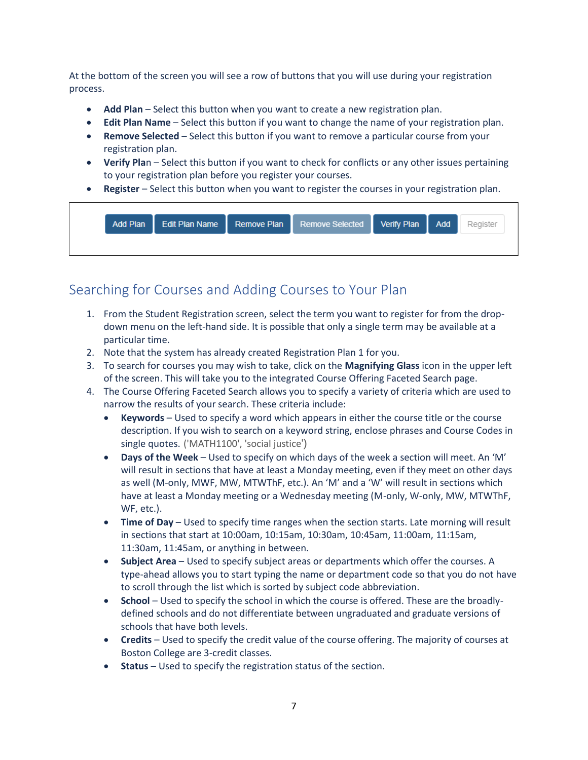At the bottom of the screen you will see a row of buttons that you will use during your registration process.

- **Add Plan** – Select this button when you want to create a new registration plan.
- **Edit Plan Name** – Select this button if you want to change the name of your registration plan.
- **Remove Selected** – Select this button if you want to remove a particular course from your registration plan.
- **Verify Plan** – Select this button if you want to check for conflicts or any other issues pertaining to your registration plan before you register your courses.
- **Register** – Select this button when you want to register the courses in your registration plan.

Add Plan | Edit Plan Name | Remove Plan | Remove Selected | Verify Plan | Add | Register

## Searching for Courses and Adding Courses to Your Plan

1. From the Student Registration screen, select the term you want to register for from the drop-down menu on the left-hand side. It is possible that only a single term may be available at a particular time.
2. Note that the system has already created Registration Plan 1 for you.
3. To search for courses you may wish to take, click on the **Magnifying Glass** icon in the upper left of the screen. This will take you to the integrated Course Offering Faceted Search page.
4. The Course Offering Faceted Search allows you to specify a variety of criteria which are used to narrow the results of your search. These criteria include:
   - **Keywords** – Used to specify a word which appears in either the course title or the course description. If you wish to search on a keyword string, enclose phrases and Course Codes in single quotes. ('MATH1100', 'social justice')
   - **Days of the Week** – Used to specify on which days of the week a section will meet. An 'M' will result in sections that have at least a Monday meeting, even if they meet on other days as well (M-only, MWF, MW, MTWThF, etc.). An 'M' and a 'W' will result in sections which have at least a Monday meeting or a Wednesday meeting (M-only, W-only, MW, MTWThF, WF, etc.).
   - **Time of Day** – Used to specify time ranges when the section starts. Late morning will result in sections that start at 10:00am, 10:15am, 10:30am, 10:45am, 11:00am, 11:15am, 11:30am, 11:45am, or anything in between.
   - **Subject Area** – Used to specify subject areas or departments which offer the courses. A type-ahead allows you to start typing the name or department code so that you do not have to scroll through the list which is sorted by subject code abbreviation.
   - **School** – Used to specify the school in which the course is offered. These are the broadly-defined schools and do not differentiate between ungraduated and graduate versions of schools that have both levels.
   - **Credits** – Used to specify the credit value of the course offering. The majority of courses at Boston College are 3-credit classes.
   - **Status** – Used to specify the registration status of the section.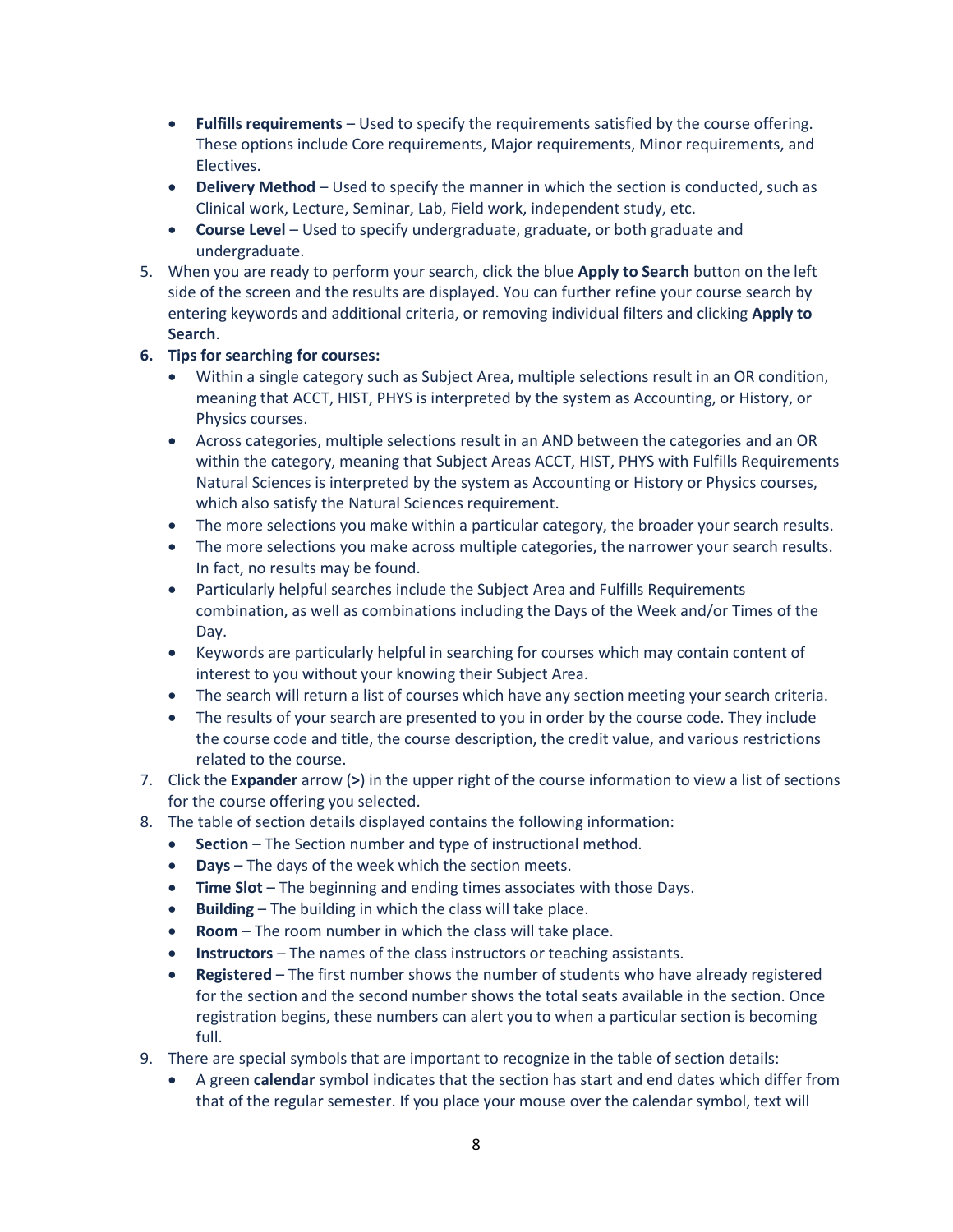- **Fulfills requirements** – Used to specify the requirements satisfied by the course offering. These options include Core requirements, Major requirements, Minor requirements, and Electives.
- **Delivery Method** – Used to specify the manner in which the section is conducted, such as Clinical work, Lecture, Seminar, Lab, Field work, independent study, etc.
- **Course Level** – Used to specify undergraduate, graduate, or both graduate and undergraduate.

5. When you are ready to perform your search, click the blue **Apply to Search** button on the left side of the screen and the results are displayed. You can further refine your course search by entering keywords and additional criteria, or removing individual filters and clicking **Apply to Search**.
6. **Tips for searching for courses:**
   - Within a single category such as Subject Area, multiple selections result in an OR condition, meaning that ACCT, HIST, PHYS is interpreted by the system as Accounting, or History, or Physics courses.
   - Across categories, multiple selections result in an AND between the categories and an OR within the category, meaning that Subject Areas ACCT, HIST, PHYS with Fulfills Requirements Natural Sciences is interpreted by the system as Accounting or History or Physics courses, which also satisfy the Natural Sciences requirement.
   - The more selections you make within a particular category, the broader your search results.
   - The more selections you make across multiple categories, the narrower your search results. In fact, no results may be found.
   - Particularly helpful searches include the Subject Area and Fulfills Requirements combination, as well as combinations including the Days of the Week and/or Times of the Day.
   - Keywords are particularly helpful in searching for courses which may contain content of interest to you without your knowing their Subject Area.
   - The search will return a list of courses which have any section meeting your search criteria.
   - The results of your search are presented to you in order by the course code. They include the course code and title, the course description, the credit value, and various restrictions related to the course.
7. Click the **Expander** arrow (**>**) in the upper right of the course information to view a list of sections for the course offering you selected.
8. The table of section details displayed contains the following information:
   - **Section** – The Section number and type of instructional method.
   - **Days** – The days of the week which the section meets.
   - **Time Slot** – The beginning and ending times associates with those Days.
   - **Building** – The building in which the class will take place.
   - **Room** – The room number in which the class will take place.
   - **Instructors** – The names of the class instructors or teaching assistants.
   - **Registered** – The first number shows the number of students who have already registered for the section and the second number shows the total seats available in the section. Once registration begins, these numbers can alert you to when a particular section is becoming full.
9. There are special symbols that are important to recognize in the table of section details:
   - A green **calendar** symbol indicates that the section has start and end dates which differ from that of the regular semester. If you place your mouse over the calendar symbol, text will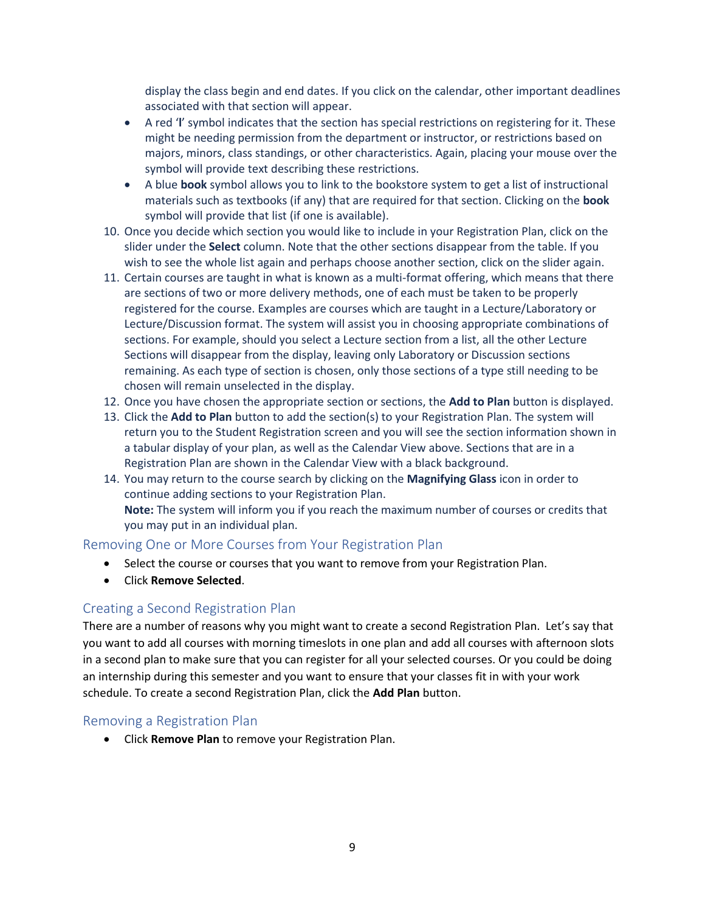display the class begin and end dates. If you click on the calendar, other important deadlines associated with that section will appear.
   - A red '**!**' symbol indicates that the section has special restrictions on registering for it. These might be needing permission from the department or instructor, or restrictions based on majors, minors, class standings, or other characteristics. Again, placing your mouse over the symbol will provide text describing these restrictions.
   - A blue **book** symbol allows you to link to the bookstore system to get a list of instructional materials such as textbooks (if any) that are required for that section. Clicking on the **book** symbol will provide that list (if one is available).

10. Once you decide which section you would like to include in your Registration Plan, click on the slider under the **Select** column. Note that the other sections disappear from the table. If you wish to see the whole list again and perhaps choose another section, click on the slider again.
11. Certain courses are taught in what is known as a multi-format offering, which means that there are sections of two or more delivery methods, one of each must be taken to be properly registered for the course. Examples are courses which are taught in a Lecture/Laboratory or Lecture/Discussion format. The system will assist you in choosing appropriate combinations of sections. For example, should you select a Lecture section from a list, all the other Lecture Sections will disappear from the display, leaving only Laboratory or Discussion sections remaining. As each type of section is chosen, only those sections of a type still needing to be chosen will remain unselected in the display.
12. Once you have chosen the appropriate section or sections, the **Add to Plan** button is displayed.
13. Click the **Add to Plan** button to add the section(s) to your Registration Plan. The system will return you to the Student Registration screen and you will see the section information shown in a tabular display of your plan, as well as the Calendar View above. Sections that are in a Registration Plan are shown in the Calendar View with a black background.
14. You may return to the course search by clicking on the **Magnifying Glass** icon in order to continue adding sections to your Registration Plan.
    **Note:** The system will inform you if you reach the maximum number of courses or credits that you may put in an individual plan.

## Removing One or More Courses from Your Registration Plan

- Select the course or courses that you want to remove from your Registration Plan.
- Click **Remove Selected**.

## Creating a Second Registration Plan

There are a number of reasons why you might want to create a second Registration Plan. Let's say that you want to add all courses with morning timeslots in one plan and add all courses with afternoon slots in a second plan to make sure that you can register for all your selected courses. Or you could be doing an internship during this semester and you want to ensure that your classes fit in with your work schedule. To create a second Registration Plan, click the **Add Plan** button.

## Removing a Registration Plan

- Click **Remove Plan** to remove your Registration Plan.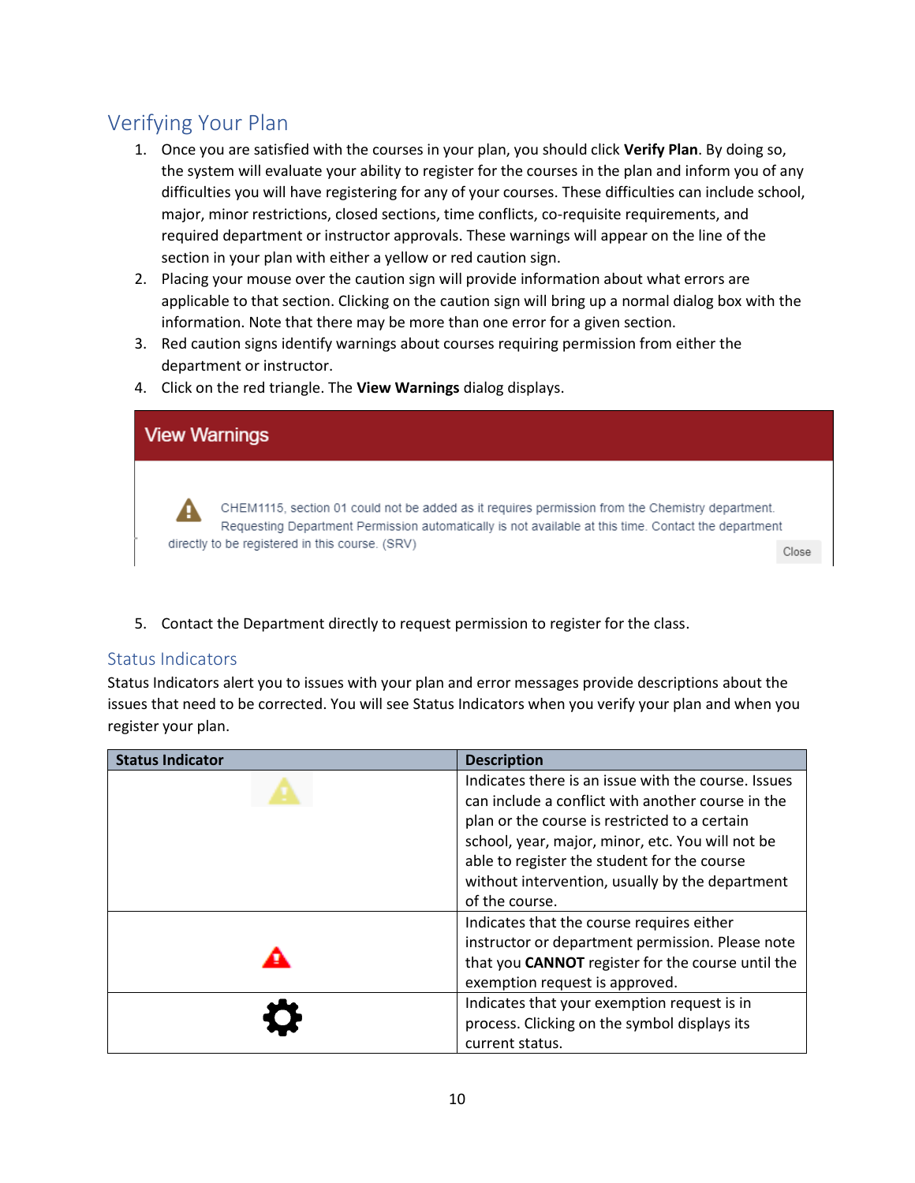## Verifying Your Plan

1. Once you are satisfied with the courses in your plan, you should click **Verify Plan**. By doing so, the system will evaluate your ability to register for the courses in the plan and inform you of any difficulties you will have registering for any of your courses. These difficulties can include school, major, minor restrictions, closed sections, time conflicts, co-requisite requirements, and required department or instructor approvals. These warnings will appear on the line of the section in your plan with either a yellow or red caution sign.
2. Placing your mouse over the caution sign will provide information about what errors are applicable to that section. Clicking on the caution sign will bring up a normal dialog box with the information. Note that there may be more than one error for a given section.
3. Red caution signs identify warnings about courses requiring permission from either the department or instructor.
4. Click on the red triangle. The **View Warnings** dialog displays.

**View Warnings**

CHEM1115, section 01 could not be added as it requires permission from the Chemistry department. Requesting Department Permission automatically is not available at this time. Contact the department directly to be registered in this course. (SRV)

Close

5. Contact the Department directly to request permission to register for the class.

### Status Indicators

Status Indicators alert you to issues with your plan and error messages provide descriptions about the issues that need to be corrected. You will see Status Indicators when you verify your plan and when you register your plan.

| Status Indicator | Description |
| --- | --- |
| | Indicates there is an issue with the course. Issues can include a conflict with another course in the plan or the course is restricted to a certain school, year, major, minor, etc. You will not be able to register the student for the course without intervention, usually by the department of the course. |
| | Indicates that the course requires either instructor or department permission. Please note that you **CANNOT** register for the course until the exemption request is approved. |
| | Indicates that your exemption request is in process. Clicking on the symbol displays its current status. |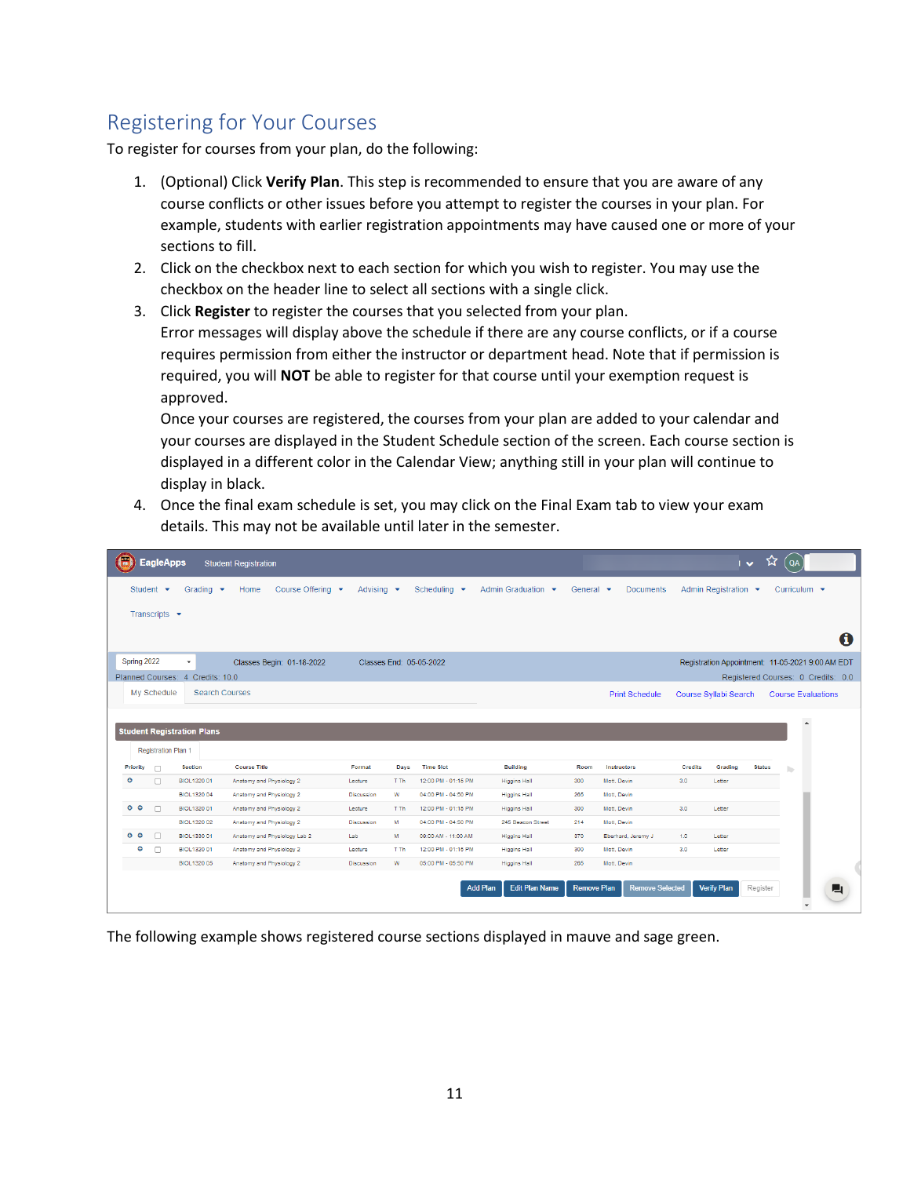## Registering for Your Courses

To register for courses from your plan, do the following:

1. (Optional) Click **Verify Plan**. This step is recommended to ensure that you are aware of any course conflicts or other issues before you attempt to register the courses in your plan. For example, students with earlier registration appointments may have caused one or more of your sections to fill.
2. Click on the checkbox next to each section for which you wish to register. You may use the checkbox on the header line to select all sections with a single click.
3. Click **Register** to register the courses that you selected from your plan.
   Error messages will display above the schedule if there are any course conflicts, or if a course requires permission from either the instructor or department head. Note that if permission is required, you will **NOT** be able to register for that course until your exemption request is approved.
   Once your courses are registered, the courses from your plan are added to your calendar and your courses are displayed in the Student Schedule section of the screen. Each course section is displayed in a different color in the Calendar View; anything still in your plan will continue to display in black.
4. Once the final exam schedule is set, you may click on the Final Exam tab to view your exam details. This may not be available until later in the semester.

The following example shows registered course sections displayed in mauve and sage green.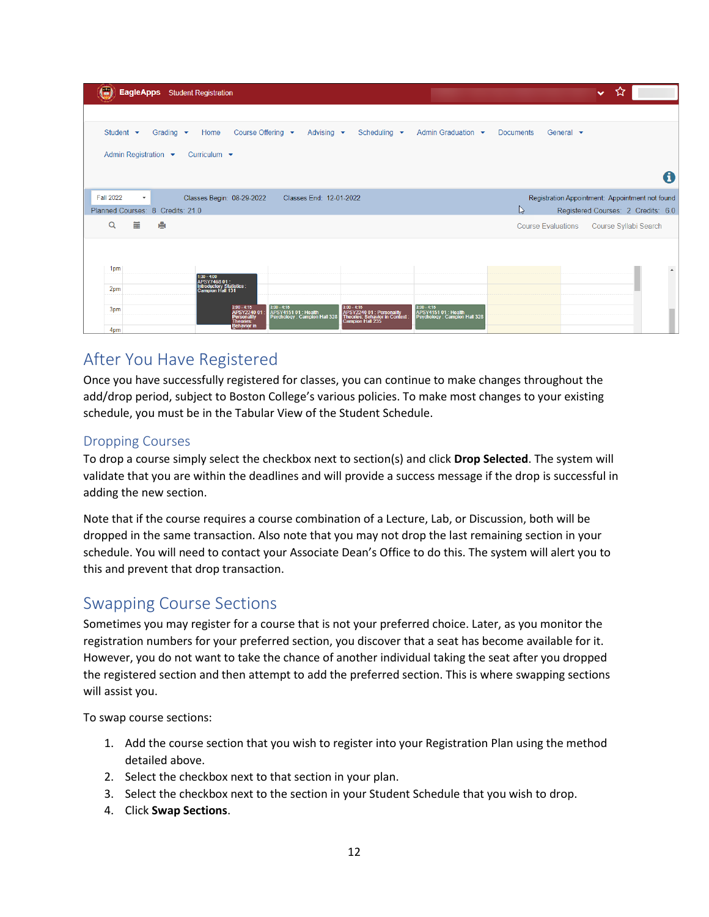## After You Have Registered

Once you have successfully registered for classes, you can continue to make changes throughout the add/drop period, subject to Boston College's various policies. To make most changes to your existing schedule, you must be in the Tabular View of the Student Schedule.

### Dropping Courses

To drop a course simply select the checkbox next to section(s) and click **Drop Selected**. The system will validate that you are within the deadlines and will provide a success message if the drop is successful in adding the new section.

Note that if the course requires a course combination of a Lecture, Lab, or Discussion, both will be dropped in the same transaction. Also note that you may not drop the last remaining section in your schedule. You will need to contact your Associate Dean's Office to do this. The system will alert you to this and prevent that drop transaction.

## Swapping Course Sections

Sometimes you may register for a course that is not your preferred choice. Later, as you monitor the registration numbers for your preferred section, you discover that a seat has become available for it. However, you do not want to take the chance of another individual taking the seat after you dropped the registered section and then attempt to add the preferred section. This is where swapping sections will assist you.

To swap course sections:

1. Add the course section that you wish to register into your Registration Plan using the method detailed above.
2. Select the checkbox next to that section in your plan.
3. Select the checkbox next to the section in your Student Schedule that you wish to drop.
4. Click **Swap Sections**.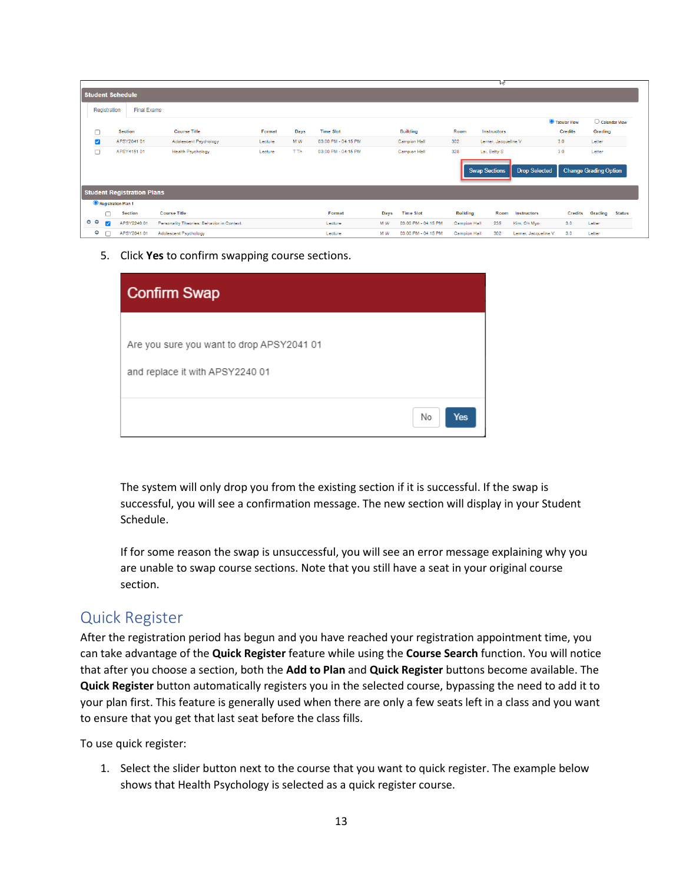5. Click **Yes** to confirm swapping course sections.

The system will only drop you from the existing section if it is successful. If the swap is successful, you will see a confirmation message. The new section will display in your Student Schedule.

If for some reason the swap is unsuccessful, you will see an error message explaining why you are unable to swap course sections. Note that you still have a seat in your original course section.

## Quick Register

After the registration period has begun and you have reached your registration appointment time, you can take advantage of the **Quick Register** feature while using the **Course Search** function. You will notice that after you choose a section, both the **Add to Plan** and **Quick Register** buttons become available. The **Quick Register** button automatically registers you in the selected course, bypassing the need to add it to your plan first. This feature is generally used when there are only a few seats left in a class and you want to ensure that you get that last seat before the class fills.

To use quick register:

1. Select the slider button next to the course that you want to quick register. The example below shows that Health Psychology is selected as a quick register course.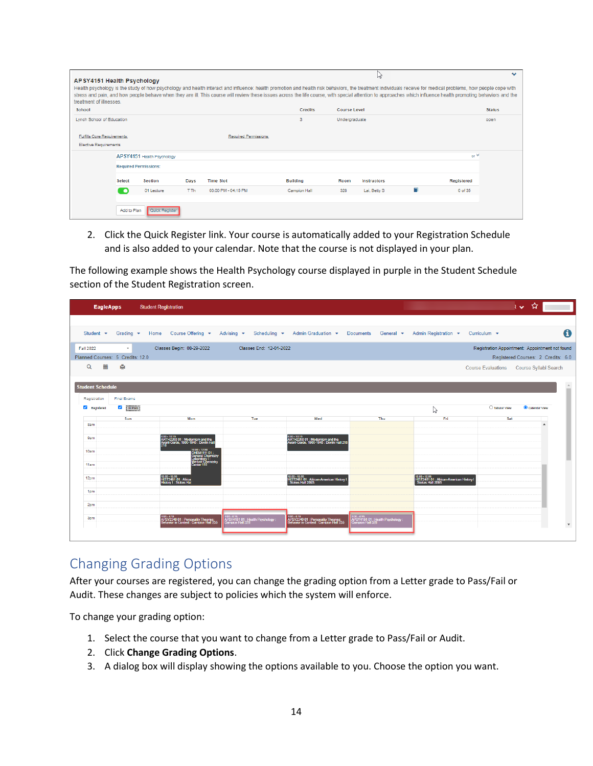2. Click the Quick Register link. Your course is automatically added to your Registration Schedule and is also added to your calendar. Note that the course is not displayed in your plan.

The following example shows the Health Psychology course displayed in purple in the Student Schedule section of the Student Registration screen.

## Changing Grading Options

After your courses are registered, you can change the grading option from a Letter grade to Pass/Fail or Audit. These changes are subject to policies which the system will enforce.

To change your grading option:

1. Select the course that you want to change from a Letter grade to Pass/Fail or Audit.
2. Click **Change Grading Options**.
3. A dialog box will display showing the options available to you. Choose the option you want.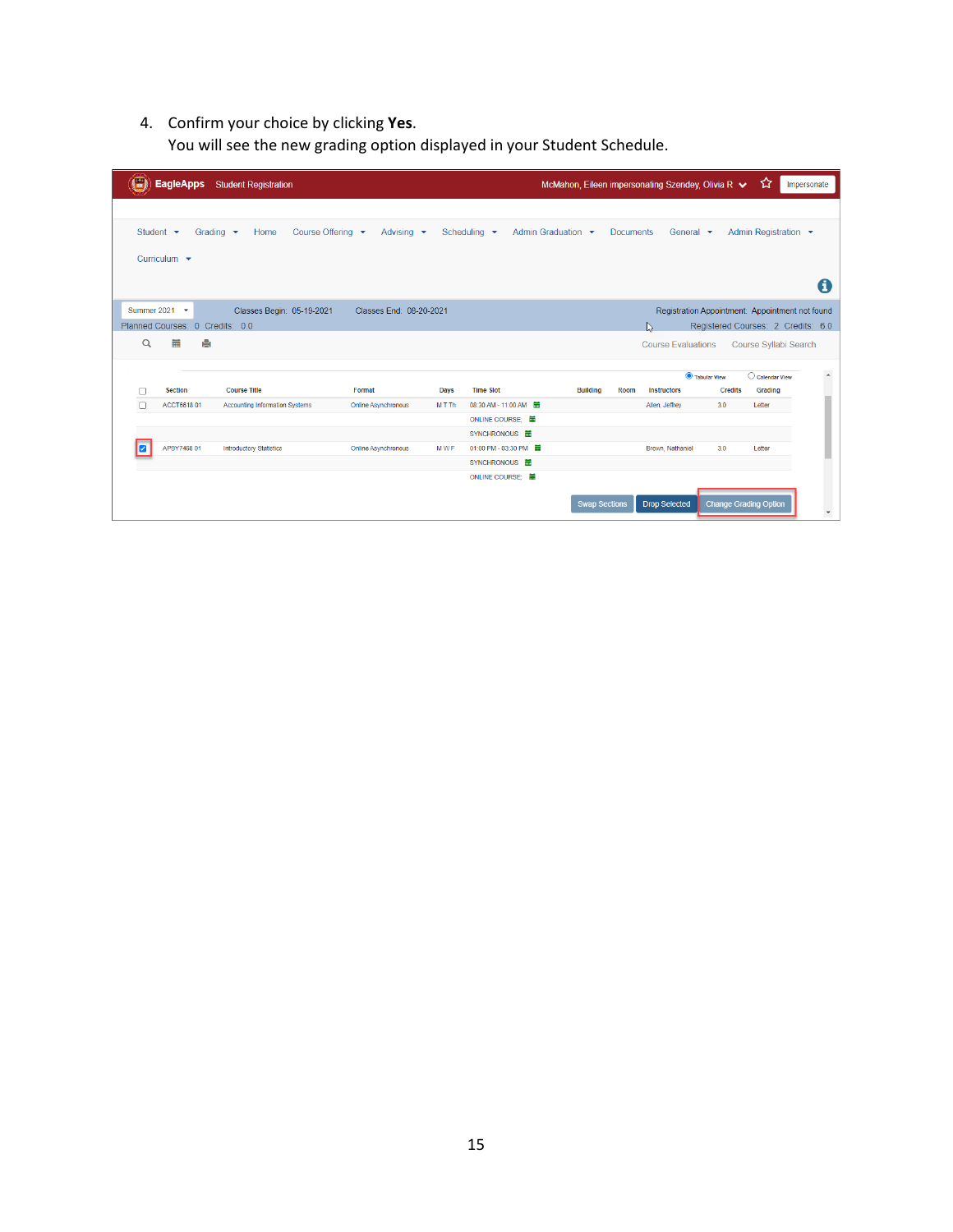4. Confirm your choice by clicking **Yes**.
   You will see the new grading option displayed in your Student Schedule.